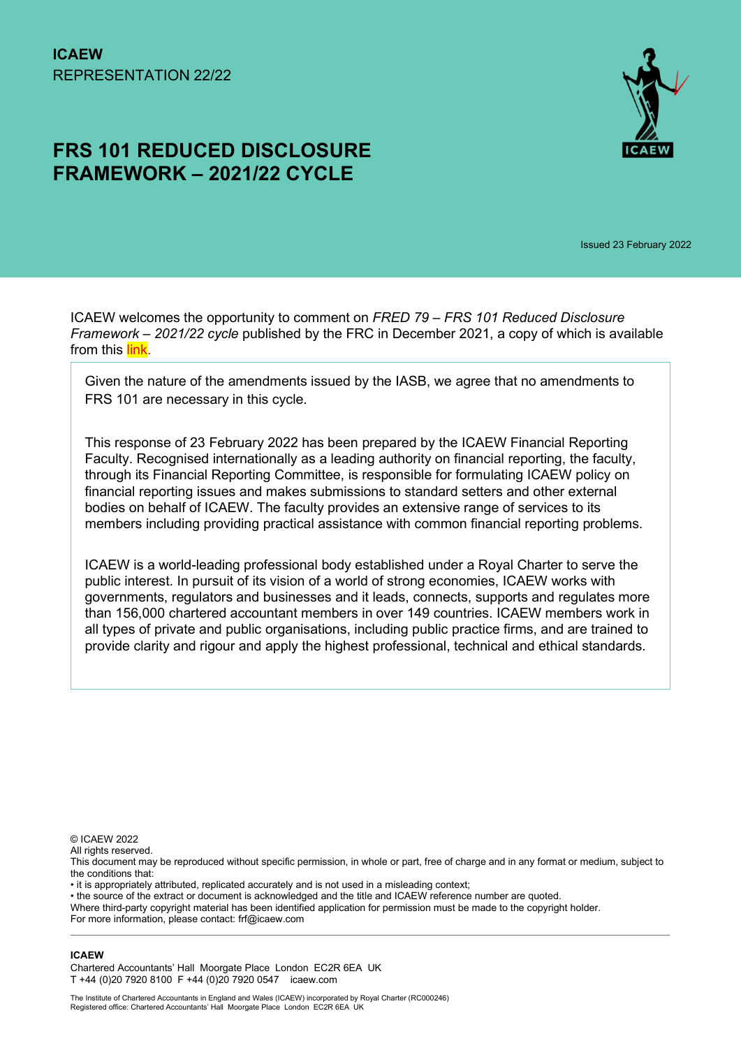**ICAEW**
REPRESENTATION 22/22

# FRS 101 REDUCED DISCLOSURE FRAMEWORK – 2021/22 CYCLE

Issued 23 February 2022

ICAEW welcomes the opportunity to comment on *FRED 79 – FRS 101 Reduced Disclosure Framework – 2021/22 cycle* published by the FRC in December 2021, a copy of which is available from this link.

Given the nature of the amendments issued by the IASB, we agree that no amendments to FRS 101 are necessary in this cycle.

This response of 23 February 2022 has been prepared by the ICAEW Financial Reporting Faculty. Recognised internationally as a leading authority on financial reporting, the faculty, through its Financial Reporting Committee, is responsible for formulating ICAEW policy on financial reporting issues and makes submissions to standard setters and other external bodies on behalf of ICAEW. The faculty provides an extensive range of services to its members including providing practical assistance with common financial reporting problems.

ICAEW is a world-leading professional body established under a Royal Charter to serve the public interest. In pursuit of its vision of a world of strong economies, ICAEW works with governments, regulators and businesses and it leads, connects, supports and regulates more than 156,000 chartered accountant members in over 149 countries. ICAEW members work in all types of private and public organisations, including public practice firms, and are trained to provide clarity and rigour and apply the highest professional, technical and ethical standards.

© ICAEW 2022
All rights reserved.
This document may be reproduced without specific permission, in whole or part, free of charge and in any format or medium, subject to the conditions that:
- it is appropriately attributed, replicated accurately and is not used in a misleading context;
- the source of the extract or document is acknowledged and the title and ICAEW reference number are quoted.

Where third-party copyright material has been identified application for permission must be made to the copyright holder.
For more information, please contact: frf@icaew.com

**ICAEW**
Chartered Accountants' Hall Moorgate Place London EC2R 6EA UK
T +44 (0)20 7920 8100 F +44 (0)20 7920 0547 icaew.com

The Institute of Chartered Accountants in England and Wales (ICAEW) incorporated by Royal Charter (RC000246)
Registered office: Chartered Accountants' Hall Moorgate Place London EC2R 6EA UK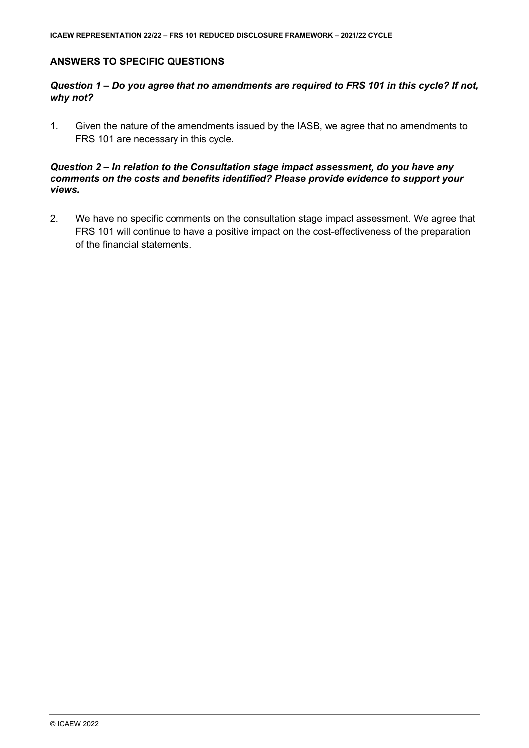## ANSWERS TO SPECIFIC QUESTIONS

***Question 1 – Do you agree that no amendments are required to FRS 101 in this cycle? If not, why not?***

1. Given the nature of the amendments issued by the IASB, we agree that no amendments to FRS 101 are necessary in this cycle.

***Question 2 – In relation to the Consultation stage impact assessment, do you have any comments on the costs and benefits identified? Please provide evidence to support your views.***

2. We have no specific comments on the consultation stage impact assessment. We agree that FRS 101 will continue to have a positive impact on the cost-effectiveness of the preparation of the financial statements.